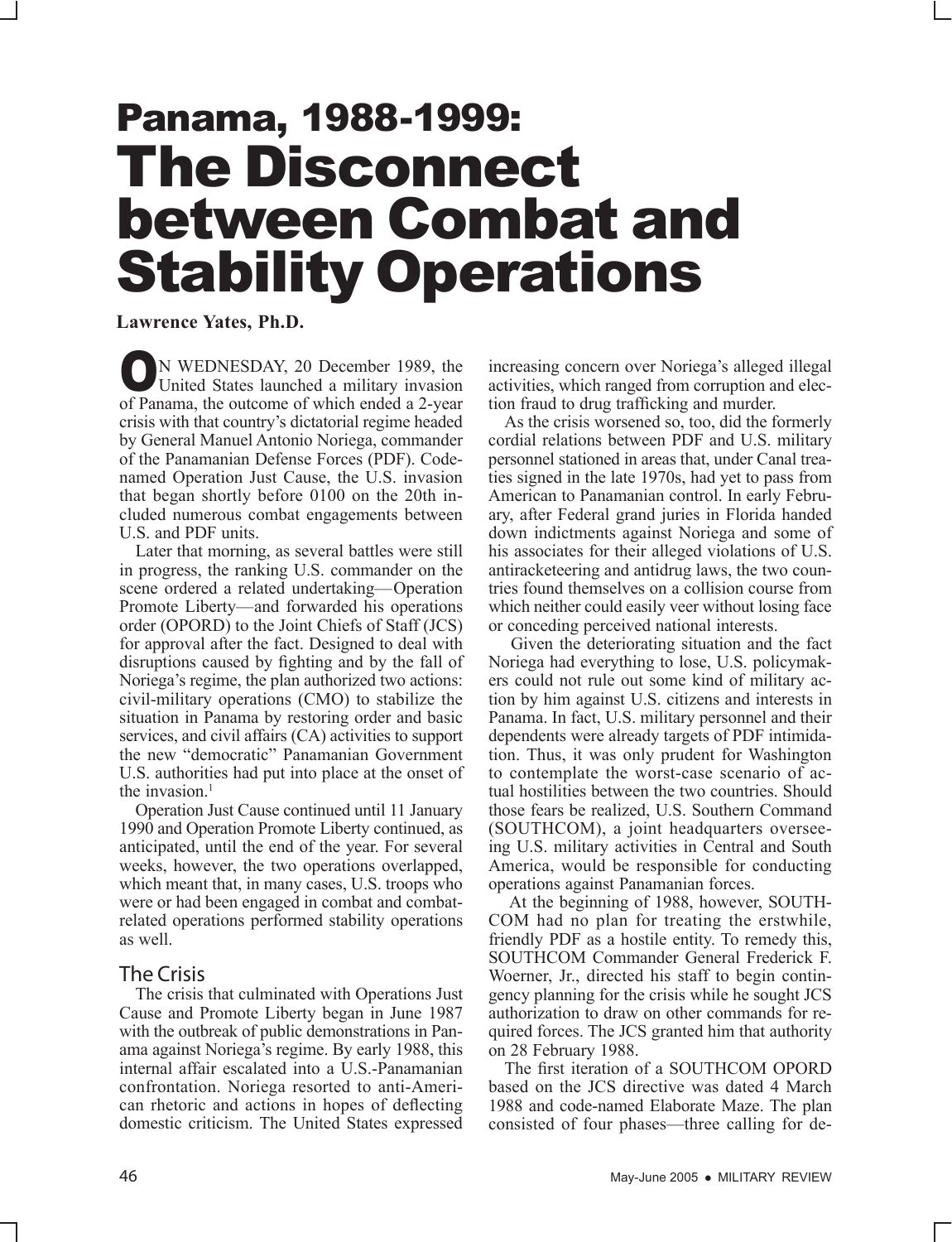# Panama, 1988-1999: The Disconnect between Combat and Stability Operations

**Lawrence Yates, Ph.D.**

ON WEDNESDAY, 20 December 1989, the United States launched a military invasion of Panama, the outcome of which ended a 2-year crisis with that country's dictatorial regime headed by General Manuel Antonio Noriega, commander of the Panamanian Defense Forces (PDF). Code-named Operation Just Cause, the U.S. invasion that began shortly before 0100 on the 20th included numerous combat engagements between U.S. and PDF units.

Later that morning, as several battles were still in progress, the ranking U.S. commander on the scene ordered a related undertaking—Operation Promote Liberty—and forwarded his operations order (OPORD) to the Joint Chiefs of Staff (JCS) for approval after the fact. Designed to deal with disruptions caused by fighting and by the fall of Noriega's regime, the plan authorized two actions: civil-military operations (CMO) to stabilize the situation in Panama by restoring order and basic services, and civil affairs (CA) activities to support the new "democratic" Panamanian Government U.S. authorities had put into place at the onset of the invasion.[1]

Operation Just Cause continued until 11 January 1990 and Operation Promote Liberty continued, as anticipated, until the end of the year. For several weeks, however, the two operations overlapped, which meant that, in many cases, U.S. troops who were or had been engaged in combat and combat-related operations performed stability operations as well.

## The Crisis

The crisis that culminated with Operations Just Cause and Promote Liberty began in June 1987 with the outbreak of public demonstrations in Panama against Noriega's regime. By early 1988, this internal affair escalated into a U.S.-Panamanian confrontation. Noriega resorted to anti-American rhetoric and actions in hopes of deflecting domestic criticism. The United States expressed increasing concern over Noriega's alleged illegal activities, which ranged from corruption and election fraud to drug trafficking and murder.

As the crisis worsened so, too, did the formerly cordial relations between PDF and U.S. military personnel stationed in areas that, under Canal treaties signed in the late 1970s, had yet to pass from American to Panamanian control. In early February, after Federal grand juries in Florida handed down indictments against Noriega and some of his associates for their alleged violations of U.S. antiracketeering and antidrug laws, the two countries found themselves on a collision course from which neither could easily veer without losing face or conceding perceived national interests.

Given the deteriorating situation and the fact Noriega had everything to lose, U.S. policymakers could not rule out some kind of military action by him against U.S. citizens and interests in Panama. In fact, U.S. military personnel and their dependents were already targets of PDF intimidation. Thus, it was only prudent for Washington to contemplate the worst-case scenario of actual hostilities between the two countries. Should those fears be realized, U.S. Southern Command (SOUTHCOM), a joint headquarters overseeing U.S. military activities in Central and South America, would be responsible for conducting operations against Panamanian forces.

At the beginning of 1988, however, SOUTHCOM had no plan for treating the erstwhile, friendly PDF as a hostile entity. To remedy this, SOUTHCOM Commander General Frederick F. Woerner, Jr., directed his staff to begin contingency planning for the crisis while he sought JCS authorization to draw on other commands for required forces. The JCS granted him that authority on 28 February 1988.

The first iteration of a SOUTHCOM OPORD based on the JCS directive was dated 4 March 1988 and code-named Elaborate Maze. The plan consisted of four phases—three calling for de-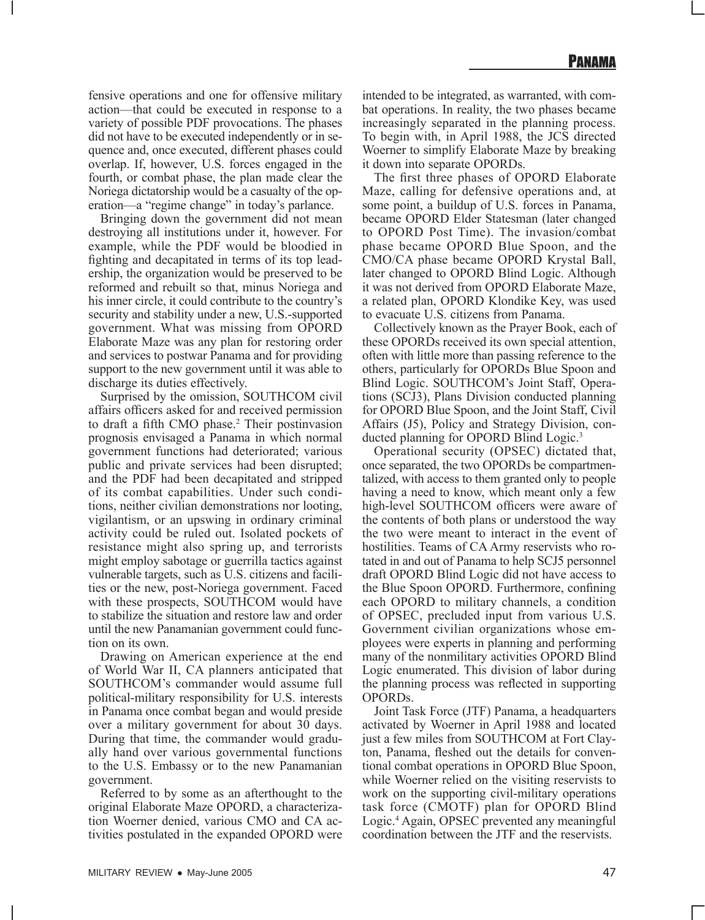fensive operations and one for offensive military action—that could be executed in response to a variety of possible PDF provocations. The phases did not have to be executed independently or in sequence and, once executed, different phases could overlap. If, however, U.S. forces engaged in the fourth, or combat phase, the plan made clear the Noriega dictatorship would be a casualty of the operation—a "regime change" in today's parlance.

Bringing down the government did not mean destroying all institutions under it, however. For example, while the PDF would be bloodied in fighting and decapitated in terms of its top leadership, the organization would be preserved to be reformed and rebuilt so that, minus Noriega and his inner circle, it could contribute to the country's security and stability under a new, U.S.-supported government. What was missing from OPORD Elaborate Maze was any plan for restoring order and services to postwar Panama and for providing support to the new government until it was able to discharge its duties effectively.

Surprised by the omission, SOUTHCOM civil affairs officers asked for and received permission to draft a fifth CMO phase.[2] Their postinvasion prognosis envisaged a Panama in which normal government functions had deteriorated; various public and private services had been disrupted; and the PDF had been decapitated and stripped of its combat capabilities. Under such conditions, neither civilian demonstrations nor looting, vigilantism, or an upswing in ordinary criminal activity could be ruled out. Isolated pockets of resistance might also spring up, and terrorists might employ sabotage or guerrilla tactics against vulnerable targets, such as U.S. citizens and facilities or the new, post-Noriega government. Faced with these prospects, SOUTHCOM would have to stabilize the situation and restore law and order until the new Panamanian government could function on its own.

Drawing on American experience at the end of World War II, CA planners anticipated that SOUTHCOM's commander would assume full political-military responsibility for U.S. interests in Panama once combat began and would preside over a military government for about 30 days. During that time, the commander would gradually hand over various governmental functions to the U.S. Embassy or to the new Panamanian government.

Referred to by some as an afterthought to the original Elaborate Maze OPORD, a characterization Woerner denied, various CMO and CA activities postulated in the expanded OPORD were intended to be integrated, as warranted, with combat operations. In reality, the two phases became increasingly separated in the planning process. To begin with, in April 1988, the JCS directed Woerner to simplify Elaborate Maze by breaking it down into separate OPORDs.

The first three phases of OPORD Elaborate Maze, calling for defensive operations and, at some point, a buildup of U.S. forces in Panama, became OPORD Elder Statesman (later changed to OPORD Post Time). The invasion/combat phase became OPORD Blue Spoon, and the CMO/CA phase became OPORD Krystal Ball, later changed to OPORD Blind Logic. Although it was not derived from OPORD Elaborate Maze, a related plan, OPORD Klondike Key, was used to evacuate U.S. citizens from Panama.

Collectively known as the Prayer Book, each of these OPORDs received its own special attention, often with little more than passing reference to the others, particularly for OPORDs Blue Spoon and Blind Logic. SOUTHCOM's Joint Staff, Operations (SCJ3), Plans Division conducted planning for OPORD Blue Spoon, and the Joint Staff, Civil Affairs (J5), Policy and Strategy Division, conducted planning for OPORD Blind Logic.[3]

Operational security (OPSEC) dictated that, once separated, the two OPORDs be compartmentalized, with access to them granted only to people having a need to know, which meant only a few high-level SOUTHCOM officers were aware of the contents of both plans or understood the way the two were meant to interact in the event of hostilities. Teams of CA Army reservists who rotated in and out of Panama to help SCJ5 personnel draft OPORD Blind Logic did not have access to the Blue Spoon OPORD. Furthermore, confining each OPORD to military channels, a condition of OPSEC, precluded input from various U.S. Government civilian organizations whose employees were experts in planning and performing many of the nonmilitary activities OPORD Blind Logic enumerated. This division of labor during the planning process was reflected in supporting OPORDs.

Joint Task Force (JTF) Panama, a headquarters activated by Woerner in April 1988 and located just a few miles from SOUTHCOM at Fort Clayton, Panama, fleshed out the details for conventional combat operations in OPORD Blue Spoon, while Woerner relied on the visiting reservists to work on the supporting civil-military operations task force (CMOTF) plan for OPORD Blind Logic.[4] Again, OPSEC prevented any meaningful coordination between the JTF and the reservists.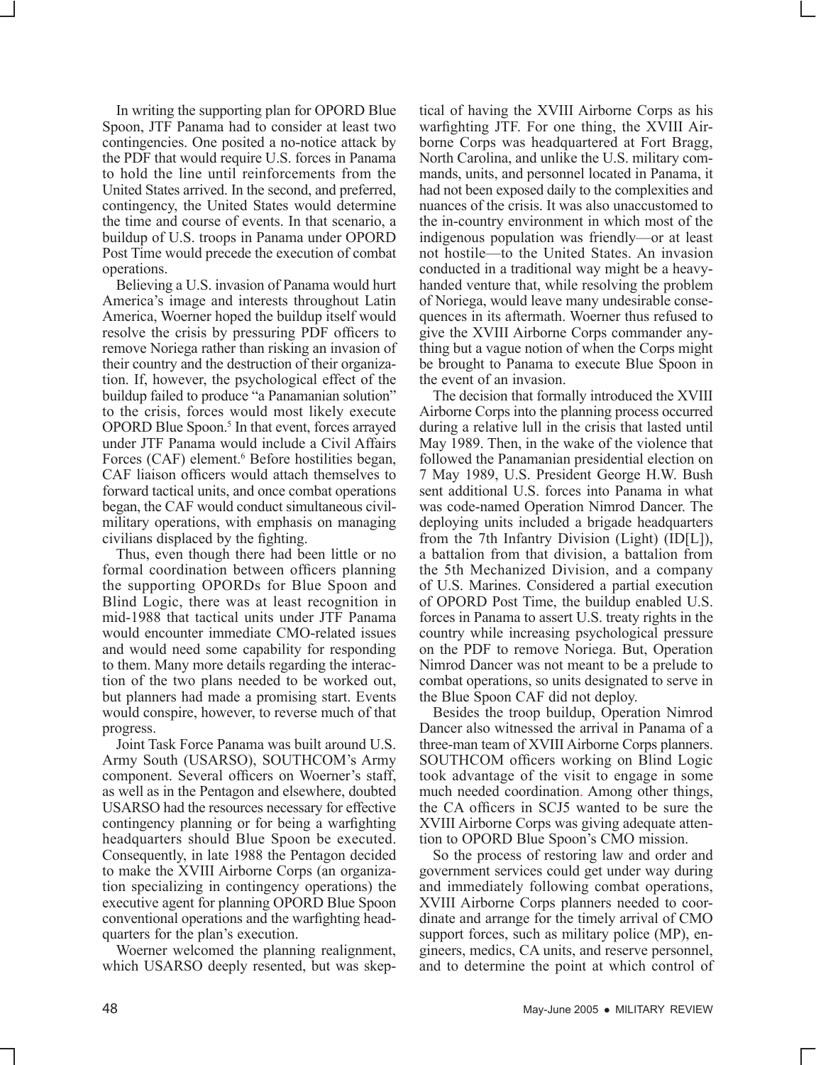In writing the supporting plan for OPORD Blue Spoon, JTF Panama had to consider at least two contingencies. One posited a no-notice attack by the PDF that would require U.S. forces in Panama to hold the line until reinforcements from the United States arrived. In the second, and preferred, contingency, the United States would determine the time and course of events. In that scenario, a buildup of U.S. troops in Panama under OPORD Post Time would precede the execution of combat operations.

Believing a U.S. invasion of Panama would hurt America's image and interests throughout Latin America, Woerner hoped the buildup itself would resolve the crisis by pressuring PDF officers to remove Noriega rather than risking an invasion of their country and the destruction of their organization. If, however, the psychological effect of the buildup failed to produce "a Panamanian solution" to the crisis, forces would most likely execute OPORD Blue Spoon.[5] In that event, forces arrayed under JTF Panama would include a Civil Affairs Forces (CAF) element.[6] Before hostilities began, CAF liaison officers would attach themselves to forward tactical units, and once combat operations began, the CAF would conduct simultaneous civil-military operations, with emphasis on managing civilians displaced by the fighting.

Thus, even though there had been little or no formal coordination between officers planning the supporting OPORDs for Blue Spoon and Blind Logic, there was at least recognition in mid-1988 that tactical units under JTF Panama would encounter immediate CMO-related issues and would need some capability for responding to them. Many more details regarding the interaction of the two plans needed to be worked out, but planners had made a promising start. Events would conspire, however, to reverse much of that progress.

Joint Task Force Panama was built around U.S. Army South (USARSO), SOUTHCOM's Army component. Several officers on Woerner's staff, as well as in the Pentagon and elsewhere, doubted USARSO had the resources necessary for effective contingency planning or for being a warfighting headquarters should Blue Spoon be executed. Consequently, in late 1988 the Pentagon decided to make the XVIII Airborne Corps (an organization specializing in contingency operations) the executive agent for planning OPORD Blue Spoon conventional operations and the warfighting headquarters for the plan's execution.

Woerner welcomed the planning realignment, which USARSO deeply resented, but was skeptical of having the XVIII Airborne Corps as his warfighting JTF. For one thing, the XVIII Airborne Corps was headquartered at Fort Bragg, North Carolina, and unlike the U.S. military commands, units, and personnel located in Panama, it had not been exposed daily to the complexities and nuances of the crisis. It was also unaccustomed to the in-country environment in which most of the indigenous population was friendly—or at least not hostile—to the United States. An invasion conducted in a traditional way might be a heavy-handed venture that, while resolving the problem of Noriega, would leave many undesirable consequences in its aftermath. Woerner thus refused to give the XVIII Airborne Corps commander anything but a vague notion of when the Corps might be brought to Panama to execute Blue Spoon in the event of an invasion.

The decision that formally introduced the XVIII Airborne Corps into the planning process occurred during a relative lull in the crisis that lasted until May 1989. Then, in the wake of the violence that followed the Panamanian presidential election on 7 May 1989, U.S. President George H.W. Bush sent additional U.S. forces into Panama in what was code-named Operation Nimrod Dancer. The deploying units included a brigade headquarters from the 7th Infantry Division (Light) (ID[L]), a battalion from that division, a battalion from the 5th Mechanized Division, and a company of U.S. Marines. Considered a partial execution of OPORD Post Time, the buildup enabled U.S. forces in Panama to assert U.S. treaty rights in the country while increasing psychological pressure on the PDF to remove Noriega. But, Operation Nimrod Dancer was not meant to be a prelude to combat operations, so units designated to serve in the Blue Spoon CAF did not deploy.

Besides the troop buildup, Operation Nimrod Dancer also witnessed the arrival in Panama of a three-man team of XVIII Airborne Corps planners. SOUTHCOM officers working on Blind Logic took advantage of the visit to engage in some much needed coordination. Among other things, the CA officers in SCJ5 wanted to be sure the XVIII Airborne Corps was giving adequate attention to OPORD Blue Spoon's CMO mission.

So the process of restoring law and order and government services could get under way during and immediately following combat operations, XVIII Airborne Corps planners needed to coordinate and arrange for the timely arrival of CMO support forces, such as military police (MP), engineers, medics, CA units, and reserve personnel, and to determine the point at which control of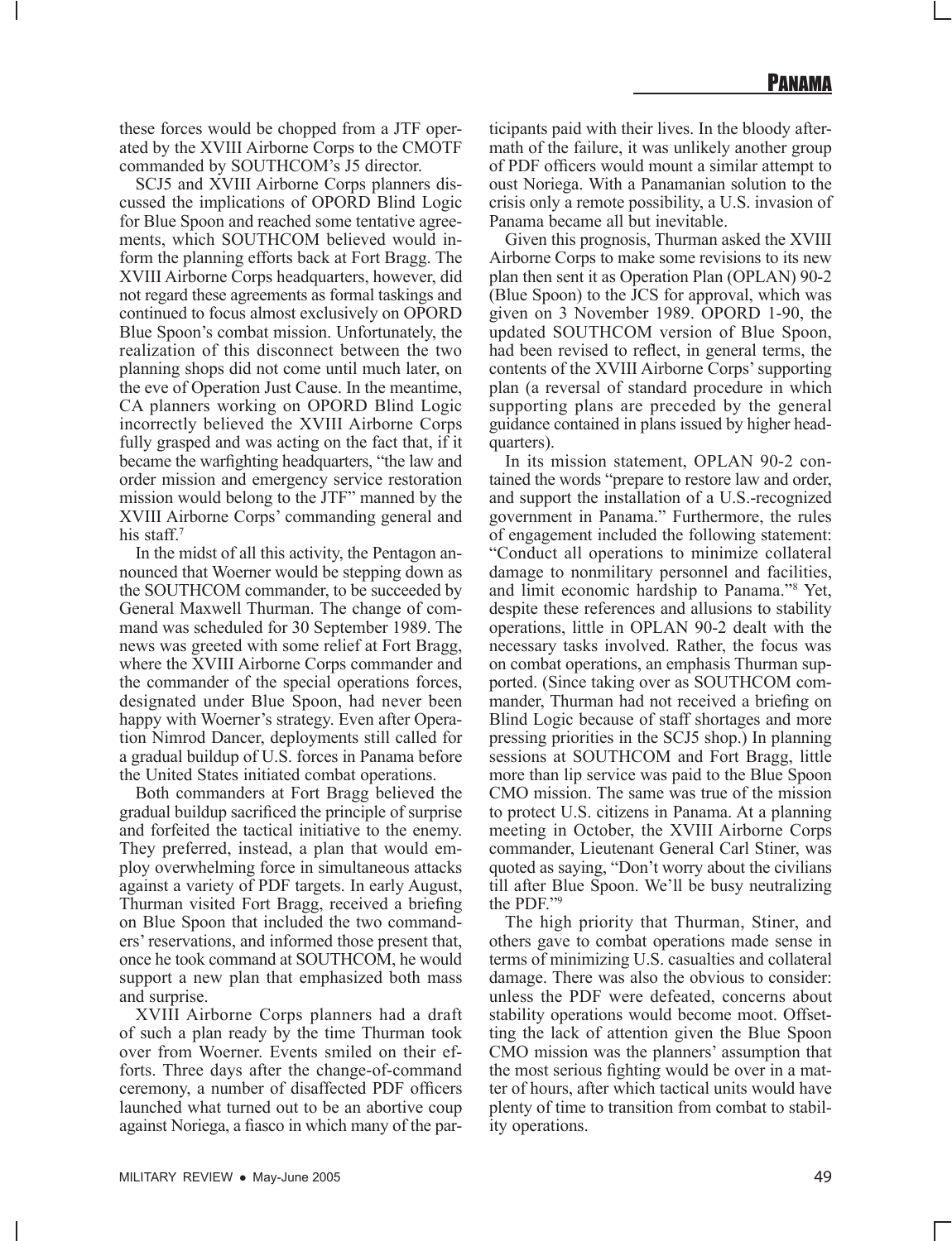these forces would be chopped from a JTF operated by the XVIII Airborne Corps to the CMOTF commanded by SOUTHCOM's J5 director.

SCJ5 and XVIII Airborne Corps planners discussed the implications of OPORD Blind Logic for Blue Spoon and reached some tentative agreements, which SOUTHCOM believed would inform the planning efforts back at Fort Bragg. The XVIII Airborne Corps headquarters, however, did not regard these agreements as formal taskings and continued to focus almost exclusively on OPORD Blue Spoon's combat mission. Unfortunately, the realization of this disconnect between the two planning shops did not come until much later, on the eve of Operation Just Cause. In the meantime, CA planners working on OPORD Blind Logic incorrectly believed the XVIII Airborne Corps fully grasped and was acting on the fact that, if it became the warfighting headquarters, "the law and order mission and emergency service restoration mission would belong to the JTF" manned by the XVIII Airborne Corps' commanding general and his staff.[7]

In the midst of all this activity, the Pentagon announced that Woerner would be stepping down as the SOUTHCOM commander, to be succeeded by General Maxwell Thurman. The change of command was scheduled for 30 September 1989. The news was greeted with some relief at Fort Bragg, where the XVIII Airborne Corps commander and the commander of the special operations forces, designated under Blue Spoon, had never been happy with Woerner's strategy. Even after Operation Nimrod Dancer, deployments still called for a gradual buildup of U.S. forces in Panama before the United States initiated combat operations.

Both commanders at Fort Bragg believed the gradual buildup sacrificed the principle of surprise and forfeited the tactical initiative to the enemy. They preferred, instead, a plan that would employ overwhelming force in simultaneous attacks against a variety of PDF targets. In early August, Thurman visited Fort Bragg, received a briefing on Blue Spoon that included the two commanders' reservations, and informed those present that, once he took command at SOUTHCOM, he would support a new plan that emphasized both mass and surprise.

XVIII Airborne Corps planners had a draft of such a plan ready by the time Thurman took over from Woerner. Events smiled on their efforts. Three days after the change-of-command ceremony, a number of disaffected PDF officers launched what turned out to be an abortive coup against Noriega, a fiasco in which many of the participants paid with their lives. In the bloody aftermath of the failure, it was unlikely another group of PDF officers would mount a similar attempt to oust Noriega. With a Panamanian solution to the crisis only a remote possibility, a U.S. invasion of Panama became all but inevitable.

Given this prognosis, Thurman asked the XVIII Airborne Corps to make some revisions to its new plan then sent it as Operation Plan (OPLAN) 90-2 (Blue Spoon) to the JCS for approval, which was given on 3 November 1989. OPORD 1-90, the updated SOUTHCOM version of Blue Spoon, had been revised to reflect, in general terms, the contents of the XVIII Airborne Corps' supporting plan (a reversal of standard procedure in which supporting plans are preceded by the general guidance contained in plans issued by higher headquarters).

In its mission statement, OPLAN 90-2 contained the words "prepare to restore law and order, and support the installation of a U.S.-recognized government in Panama." Furthermore, the rules of engagement included the following statement: "Conduct all operations to minimize collateral damage to nonmilitary personnel and facilities, and limit economic hardship to Panama."[8] Yet, despite these references and allusions to stability operations, little in OPLAN 90-2 dealt with the necessary tasks involved. Rather, the focus was on combat operations, an emphasis Thurman supported. (Since taking over as SOUTHCOM commander, Thurman had not received a briefing on Blind Logic because of staff shortages and more pressing priorities in the SCJ5 shop.) In planning sessions at SOUTHCOM and Fort Bragg, little more than lip service was paid to the Blue Spoon CMO mission. The same was true of the mission to protect U.S. citizens in Panama. At a planning meeting in October, the XVIII Airborne Corps commander, Lieutenant General Carl Stiner, was quoted as saying, "Don't worry about the civilians till after Blue Spoon. We'll be busy neutralizing the PDF."[9]

The high priority that Thurman, Stiner, and others gave to combat operations made sense in terms of minimizing U.S. casualties and collateral damage. There was also the obvious to consider: unless the PDF were defeated, concerns about stability operations would become moot. Offsetting the lack of attention given the Blue Spoon CMO mission was the planners' assumption that the most serious fighting would be over in a matter of hours, after which tactical units would have plenty of time to transition from combat to stability operations.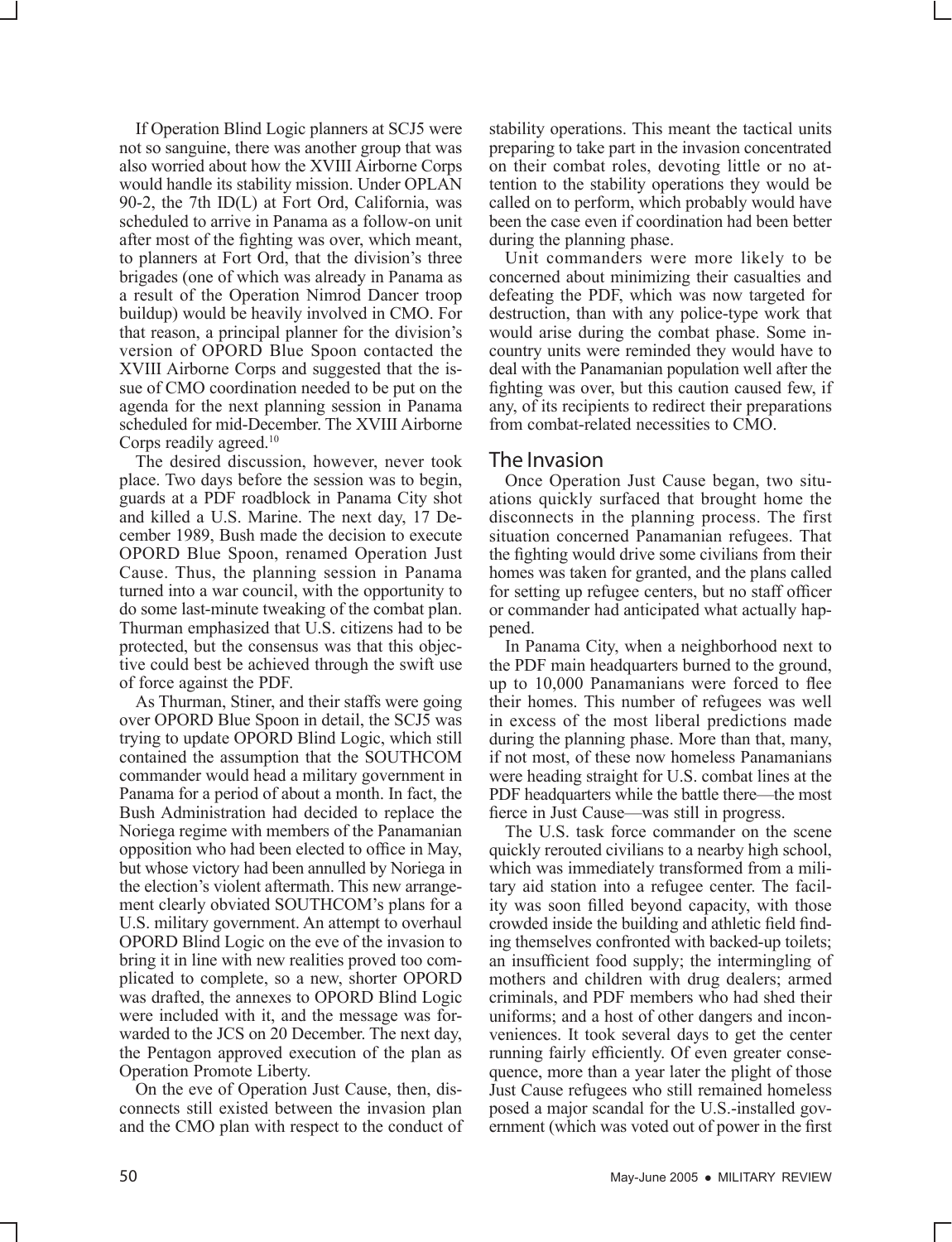If Operation Blind Logic planners at SCJ5 were not so sanguine, there was another group that was also worried about how the XVIII Airborne Corps would handle its stability mission. Under OPLAN 90-2, the 7th ID(L) at Fort Ord, California, was scheduled to arrive in Panama as a follow-on unit after most of the fighting was over, which meant, to planners at Fort Ord, that the division's three brigades (one of which was already in Panama as a result of the Operation Nimrod Dancer troop buildup) would be heavily involved in CMO. For that reason, a principal planner for the division's version of OPORD Blue Spoon contacted the XVIII Airborne Corps and suggested that the issue of CMO coordination needed to be put on the agenda for the next planning session in Panama scheduled for mid-December. The XVIII Airborne Corps readily agreed.[10]

The desired discussion, however, never took place. Two days before the session was to begin, guards at a PDF roadblock in Panama City shot and killed a U.S. Marine. The next day, 17 December 1989, Bush made the decision to execute OPORD Blue Spoon, renamed Operation Just Cause. Thus, the planning session in Panama turned into a war council, with the opportunity to do some last-minute tweaking of the combat plan. Thurman emphasized that U.S. citizens had to be protected, but the consensus was that this objective could best be achieved through the swift use of force against the PDF.

As Thurman, Stiner, and their staffs were going over OPORD Blue Spoon in detail, the SCJ5 was trying to update OPORD Blind Logic, which still contained the assumption that the SOUTHCOM commander would head a military government in Panama for a period of about a month. In fact, the Bush Administration had decided to replace the Noriega regime with members of the Panamanian opposition who had been elected to office in May, but whose victory had been annulled by Noriega in the election's violent aftermath. This new arrangement clearly obviated SOUTHCOM's plans for a U.S. military government. An attempt to overhaul OPORD Blind Logic on the eve of the invasion to bring it in line with new realities proved too complicated to complete, so a new, shorter OPORD was drafted, the annexes to OPORD Blind Logic were included with it, and the message was forwarded to the JCS on 20 December. The next day, the Pentagon approved execution of the plan as Operation Promote Liberty.

On the eve of Operation Just Cause, then, disconnects still existed between the invasion plan and the CMO plan with respect to the conduct of stability operations. This meant the tactical units preparing to take part in the invasion concentrated on their combat roles, devoting little or no attention to the stability operations they would be called on to perform, which probably would have been the case even if coordination had been better during the planning phase.

Unit commanders were more likely to be concerned about minimizing their casualties and defeating the PDF, which was now targeted for destruction, than with any police-type work that would arise during the combat phase. Some in-country units were reminded they would have to deal with the Panamanian population well after the fighting was over, but this caution caused few, if any, of its recipients to redirect their preparations from combat-related necessities to CMO.

## The Invasion

Once Operation Just Cause began, two situations quickly surfaced that brought home the disconnects in the planning process. The first situation concerned Panamanian refugees. That the fighting would drive some civilians from their homes was taken for granted, and the plans called for setting up refugee centers, but no staff officer or commander had anticipated what actually happened.

In Panama City, when a neighborhood next to the PDF main headquarters burned to the ground, up to 10,000 Panamanians were forced to flee their homes. This number of refugees was well in excess of the most liberal predictions made during the planning phase. More than that, many, if not most, of these now homeless Panamanians were heading straight for U.S. combat lines at the PDF headquarters while the battle there—the most fierce in Just Cause—was still in progress.

The U.S. task force commander on the scene quickly rerouted civilians to a nearby high school, which was immediately transformed from a military aid station into a refugee center. The facility was soon filled beyond capacity, with those crowded inside the building and athletic field finding themselves confronted with backed-up toilets; an insufficient food supply; the intermingling of mothers and children with drug dealers; armed criminals, and PDF members who had shed their uniforms; and a host of other dangers and inconveniences. It took several days to get the center running fairly efficiently. Of even greater consequence, more than a year later the plight of those Just Cause refugees who still remained homeless posed a major scandal for the U.S.-installed government (which was voted out of power in the first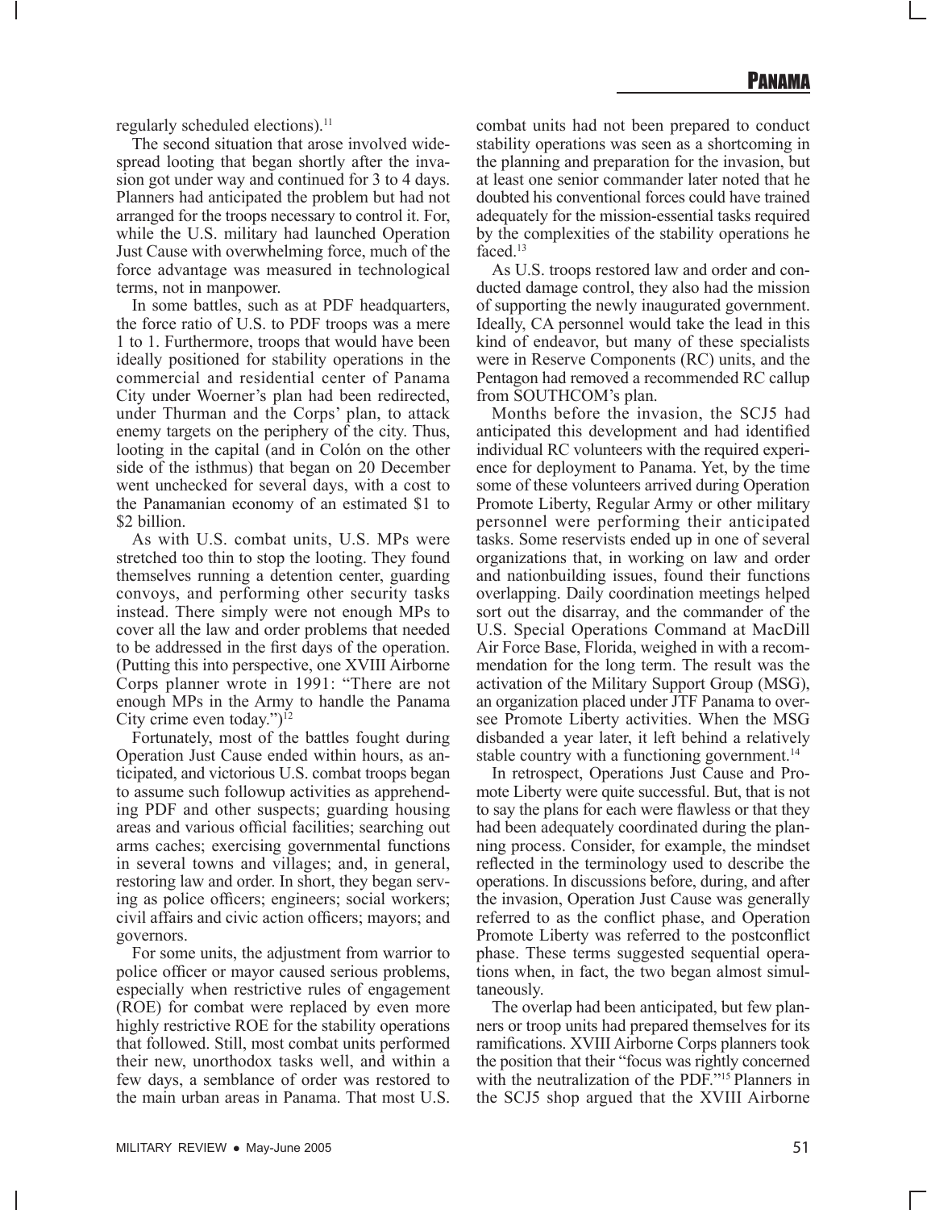regularly scheduled elections).[11]

The second situation that arose involved widespread looting that began shortly after the invasion got under way and continued for 3 to 4 days. Planners had anticipated the problem but had not arranged for the troops necessary to control it. For, while the U.S. military had launched Operation Just Cause with overwhelming force, much of the force advantage was measured in technological terms, not in manpower.

In some battles, such as at PDF headquarters, the force ratio of U.S. to PDF troops was a mere 1 to 1. Furthermore, troops that would have been ideally positioned for stability operations in the commercial and residential center of Panama City under Woerner's plan had been redirected, under Thurman and the Corps' plan, to attack enemy targets on the periphery of the city. Thus, looting in the capital (and in Colón on the other side of the isthmus) that began on 20 December went unchecked for several days, with a cost to the Panamanian economy of an estimated $1 to $2 billion.

As with U.S. combat units, U.S. MPs were stretched too thin to stop the looting. They found themselves running a detention center, guarding convoys, and performing other security tasks instead. There simply were not enough MPs to cover all the law and order problems that needed to be addressed in the first days of the operation. (Putting this into perspective, one XVIII Airborne Corps planner wrote in 1991: "There are not enough MPs in the Army to handle the Panama City crime even today.")[12]

Fortunately, most of the battles fought during Operation Just Cause ended within hours, as anticipated, and victorious U.S. combat troops began to assume such followup activities as apprehending PDF and other suspects; guarding housing areas and various official facilities; searching out arms caches; exercising governmental functions in several towns and villages; and, in general, restoring law and order. In short, they began serving as police officers; engineers; social workers; civil affairs and civic action officers; mayors; and governors.

For some units, the adjustment from warrior to police officer or mayor caused serious problems, especially when restrictive rules of engagement (ROE) for combat were replaced by even more highly restrictive ROE for the stability operations that followed. Still, most combat units performed their new, unorthodox tasks well, and within a few days, a semblance of order was restored to the main urban areas in Panama. That most U.S. combat units had not been prepared to conduct stability operations was seen as a shortcoming in the planning and preparation for the invasion, but at least one senior commander later noted that he doubted his conventional forces could have trained adequately for the mission-essential tasks required by the complexities of the stability operations he faced.[13]

As U.S. troops restored law and order and conducted damage control, they also had the mission of supporting the newly inaugurated government. Ideally, CA personnel would take the lead in this kind of endeavor, but many of these specialists were in Reserve Components (RC) units, and the Pentagon had removed a recommended RC callup from SOUTHCOM's plan.

Months before the invasion, the SCJ5 had anticipated this development and had identified individual RC volunteers with the required experience for deployment to Panama. Yet, by the time some of these volunteers arrived during Operation Promote Liberty, Regular Army or other military personnel were performing their anticipated tasks. Some reservists ended up in one of several organizations that, in working on law and order and nationbuilding issues, found their functions overlapping. Daily coordination meetings helped sort out the disarray, and the commander of the U.S. Special Operations Command at MacDill Air Force Base, Florida, weighed in with a recommendation for the long term. The result was the activation of the Military Support Group (MSG), an organization placed under JTF Panama to oversee Promote Liberty activities. When the MSG disbanded a year later, it left behind a relatively stable country with a functioning government.[14]

In retrospect, Operations Just Cause and Promote Liberty were quite successful. But, that is not to say the plans for each were flawless or that they had been adequately coordinated during the planning process. Consider, for example, the mindset reflected in the terminology used to describe the operations. In discussions before, during, and after the invasion, Operation Just Cause was generally referred to as the conflict phase, and Operation Promote Liberty was referred to the postconflict phase. These terms suggested sequential operations when, in fact, the two began almost simultaneously.

The overlap had been anticipated, but few planners or troop units had prepared themselves for its ramifications. XVIII Airborne Corps planners took the position that their "focus was rightly concerned with the neutralization of the PDF."[15] Planners in the SCJ5 shop argued that the XVIII Airborne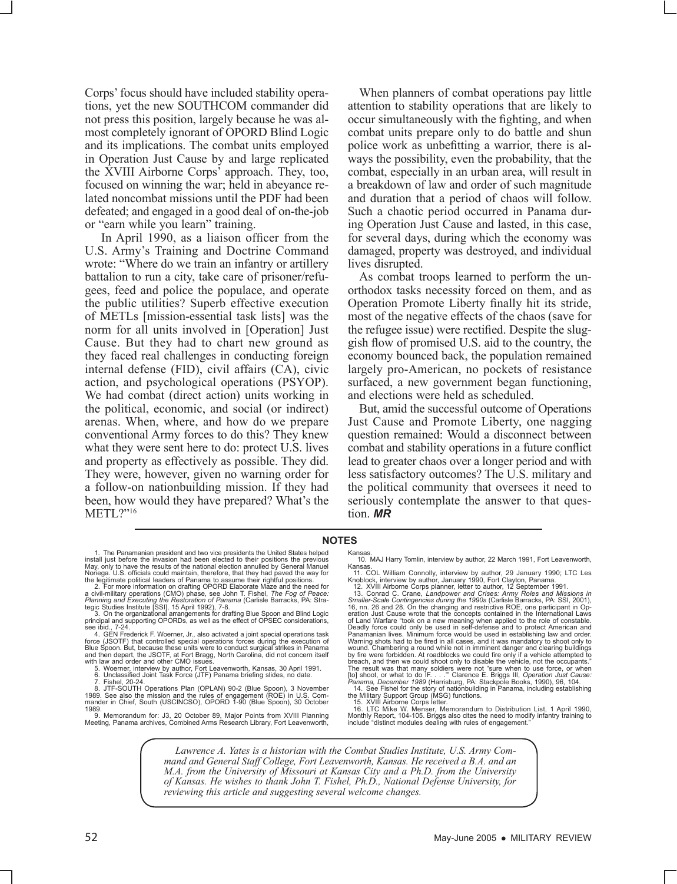Corps' focus should have included stability operations, yet the new SOUTHCOM commander did not press this position, largely because he was almost completely ignorant of OPORD Blind Logic and its implications. The combat units employed in Operation Just Cause by and large replicated the XVIII Airborne Corps' approach. They, too, focused on winning the war; held in abeyance related noncombat missions until the PDF had been defeated; and engaged in a good deal of on-the-job or "earn while you learn" training.

In April 1990, as a liaison officer from the U.S. Army's Training and Doctrine Command wrote: "Where do we train an infantry or artillery battalion to run a city, take care of prisoner/refugees, feed and police the populace, and operate the public utilities? Superb effective execution of METLs [mission-essential task lists] was the norm for all units involved in [Operation] Just Cause. But they had to chart new ground as they faced real challenges in conducting foreign internal defense (FID), civil affairs (CA), civic action, and psychological operations (PSYOP). We had combat (direct action) units working in the political, economic, and social (or indirect) arenas. When, where, and how do we prepare conventional Army forces to do this? They knew what they were sent here to do: protect U.S. lives and property as effectively as possible. They did. They were, however, given no warning order for a follow-on nationbuilding mission. If they had been, how would they have prepared? What's the METL?"[16]

When planners of combat operations pay little attention to stability operations that are likely to occur simultaneously with the fighting, and when combat units prepare only to do battle and shun police work as unbefitting a warrior, there is always the possibility, even the probability, that the combat, especially in an urban area, will result in a breakdown of law and order of such magnitude and duration that a period of chaos will follow. Such a chaotic period occurred in Panama during Operation Just Cause and lasted, in this case, for several days, during which the economy was damaged, property was destroyed, and individual lives disrupted.

As combat troops learned to perform the unorthodox tasks necessity forced on them, and as Operation Promote Liberty finally hit its stride, most of the negative effects of the chaos (save for the refugee issue) were rectified. Despite the sluggish flow of promised U.S. aid to the country, the economy bounced back, the population remained largely pro-American, no pockets of resistance surfaced, a new government began functioning, and elections were held as scheduled.

But, amid the successful outcome of Operations Just Cause and Promote Liberty, one nagging question remained: Would a disconnect between combat and stability operations in a future conflict lead to greater chaos over a longer period and with less satisfactory outcomes? The U.S. military and the political community that oversees it need to seriously contemplate the answer to that question. ***MR***

## NOTES

1. The Panamanian president and two vice presidents the United States helped install just before the invasion had been elected to their positions the previous May, only to have the results of the national election annulled by General Manuel Noriega. U.S. officials could maintain, therefore, that they had paved the way for the legitimate political leaders of Panama to assume their rightful positions.
2. For more information on drafting OPORD Elaborate Maze and the need for a civil-military operations (CMO) phase, see John T. Fishel, *The Fog of Peace: Planning and Executing the Restoration of Panama* (Carlisle Barracks, PA: Strategic Studies Institute [SSI], 15 April 1992), 7-8.
3. On the organizational arrangements for drafting Blue Spoon and Blind Logic principal and supporting OPORDs, as well as the effect of OPSEC considerations, see ibid., 7-24.
4. GEN Frederick F. Woerner, Jr., also activated a joint special operations task force (JSOTF) that controlled special operations forces during the execution of Blue Spoon. But, because these units were to conduct surgical strikes in Panama and then depart, the JSOTF, at Fort Bragg, North Carolina, did not concern itself with law and order and other CMO issues.
5. Woerner, interview by author, Fort Leavenworth, Kansas, 30 April 1991.
6. Unclassified Joint Task Force (JTF) Panama briefing slides, no date.
7. Fishel, 20-24.
8. JTF-SOUTH Operations Plan (OPLAN) 90-2 (Blue Spoon), 3 November 1989. See also the mission and the rules of engagement (ROE) in U.S. Commander in Chief, South (USCINCSO), OPORD 1-90 (Blue Spoon), 30 October 1989.
9. Memorandum for: J3, 20 October 89, Major Points from XVIII Planning Meeting, Panama archives, Combined Arms Research Library, Fort Leavenworth, Kansas.
10. MAJ Harry Tomlin, interview by author, 22 March 1991, Fort Leavenworth, Kansas.
11. COL William Connolly, interview by author, 29 January 1990; LTC Les Knoblock, interview by author, January 1990, Fort Clayton, Panama.
12. XVIII Airborne Corps planner, letter to author, 12 September 1991.
13. Conrad C. Crane, *Landpower and Crises: Army Roles and Missions in Smaller-Scale Contingencies during the 1990s* (Carlisle Barracks, PA: SSI, 2001), 16, nn. 26 and 28. On the changing and restrictive ROE, one participant in Operation Just Cause wrote that the concepts contained in the International Laws of Land Warfare "took on a new meaning when applied to the role of constable. Deadly force could only be used in self-defense and to protect American and Panamanian lives. Minimum force would be used in establishing law and order. Warning shots had to be fired in all cases, and it was mandatory to shoot only to wound. Chambering a round while not in imminent danger and clearing buildings by fire were forbidden. At roadblocks we could fire only if a vehicle attempted to breach, and then we could shoot only to disable the vehicle, not the occupants." The result was that many soldiers were not "sure when to use force, or when [to] shoot, or what to do IF. . . .'" Clarence E. Briggs III, *Operation Just Cause: Panama, December 1989* (Harrisburg, PA: Stackpole Books, 1990), 96, 104.
14. See Fishel for the story of nationbuilding in Panama, including establishing the Military Support Group (MSG) functions.
15. XVIII Airborne Corps letter.
16. LTC Mike W. Menser, Memorandum to Distribution List, 1 April 1990, Monthly Report, 104-105. Briggs also cites the need to modify infantry training to include "distinct modules dealing with rules of engagement."

*Lawrence A. Yates is a historian with the Combat Studies Institute, U.S. Army Command and General Staff College, Fort Leavenworth, Kansas. He received a B.A. and an M.A. from the University of Missouri at Kansas City and a Ph.D. from the University of Kansas. He wishes to thank John T. Fishel, Ph.D., National Defense University, for reviewing this article and suggesting several welcome changes.*